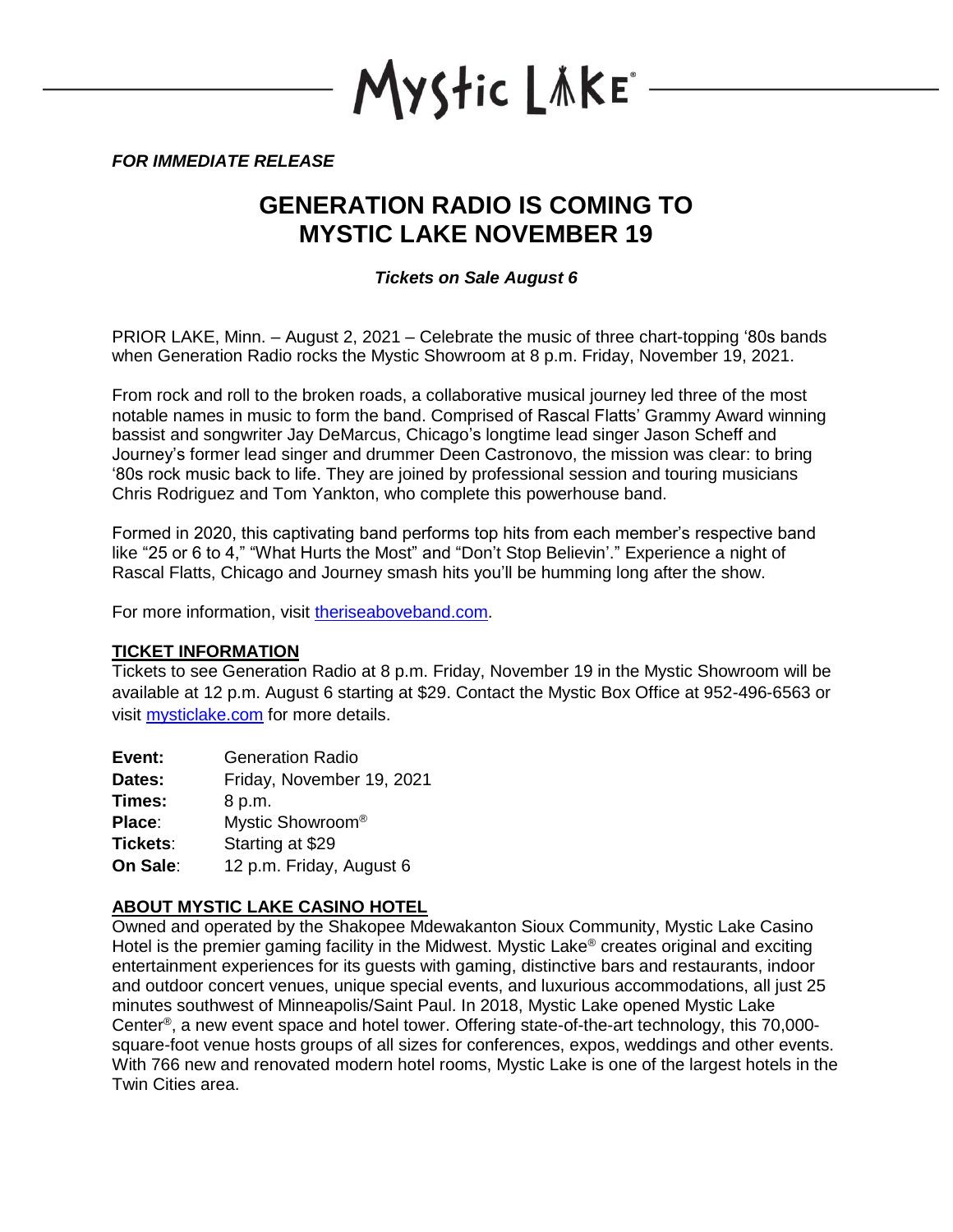Mystic Lake®

*FOR IMMEDIATE RELEASE*

# GENERATION RADIO IS COMING TO MYSTIC LAKE NOVEMBER 19

***Tickets on Sale August 6***

PRIOR LAKE, Minn. – August 2, 2021 – Celebrate the music of three chart-topping '80s bands when Generation Radio rocks the Mystic Showroom at 8 p.m. Friday, November 19, 2021.

From rock and roll to the broken roads, a collaborative musical journey led three of the most notable names in music to form the band. Comprised of Rascal Flatts' Grammy Award winning bassist and songwriter Jay DeMarcus, Chicago's longtime lead singer Jason Scheff and Journey's former lead singer and drummer Deen Castronovo, the mission was clear: to bring '80s rock music back to life. They are joined by professional session and touring musicians Chris Rodriguez and Tom Yankton, who complete this powerhouse band.

Formed in 2020, this captivating band performs top hits from each member's respective band like "25 or 6 to 4," "What Hurts the Most" and "Don't Stop Believin'." Experience a night of Rascal Flatts, Chicago and Journey smash hits you'll be humming long after the show.

For more information, visit theriseaboveband.com.

**TICKET INFORMATION**

Tickets to see Generation Radio at 8 p.m. Friday, November 19 in the Mystic Showroom will be available at 12 p.m. August 6 starting at $29. Contact the Mystic Box Office at 952-496-6563 or visit mysticlake.com for more details.

**Event:** Generation Radio
**Dates:** Friday, November 19, 2021
**Times:** 8 p.m.
**Place**: Mystic Showroom®
**Tickets**: Starting at $29
**On Sale**: 12 p.m. Friday, August 6

**ABOUT MYSTIC LAKE CASINO HOTEL**

Owned and operated by the Shakopee Mdewakanton Sioux Community, Mystic Lake Casino Hotel is the premier gaming facility in the Midwest. Mystic Lake® creates original and exciting entertainment experiences for its guests with gaming, distinctive bars and restaurants, indoor and outdoor concert venues, unique special events, and luxurious accommodations, all just 25 minutes southwest of Minneapolis/Saint Paul. In 2018, Mystic Lake opened Mystic Lake Center®, a new event space and hotel tower. Offering state-of-the-art technology, this 70,000-square-foot venue hosts groups of all sizes for conferences, expos, weddings and other events. With 766 new and renovated modern hotel rooms, Mystic Lake is one of the largest hotels in the Twin Cities area.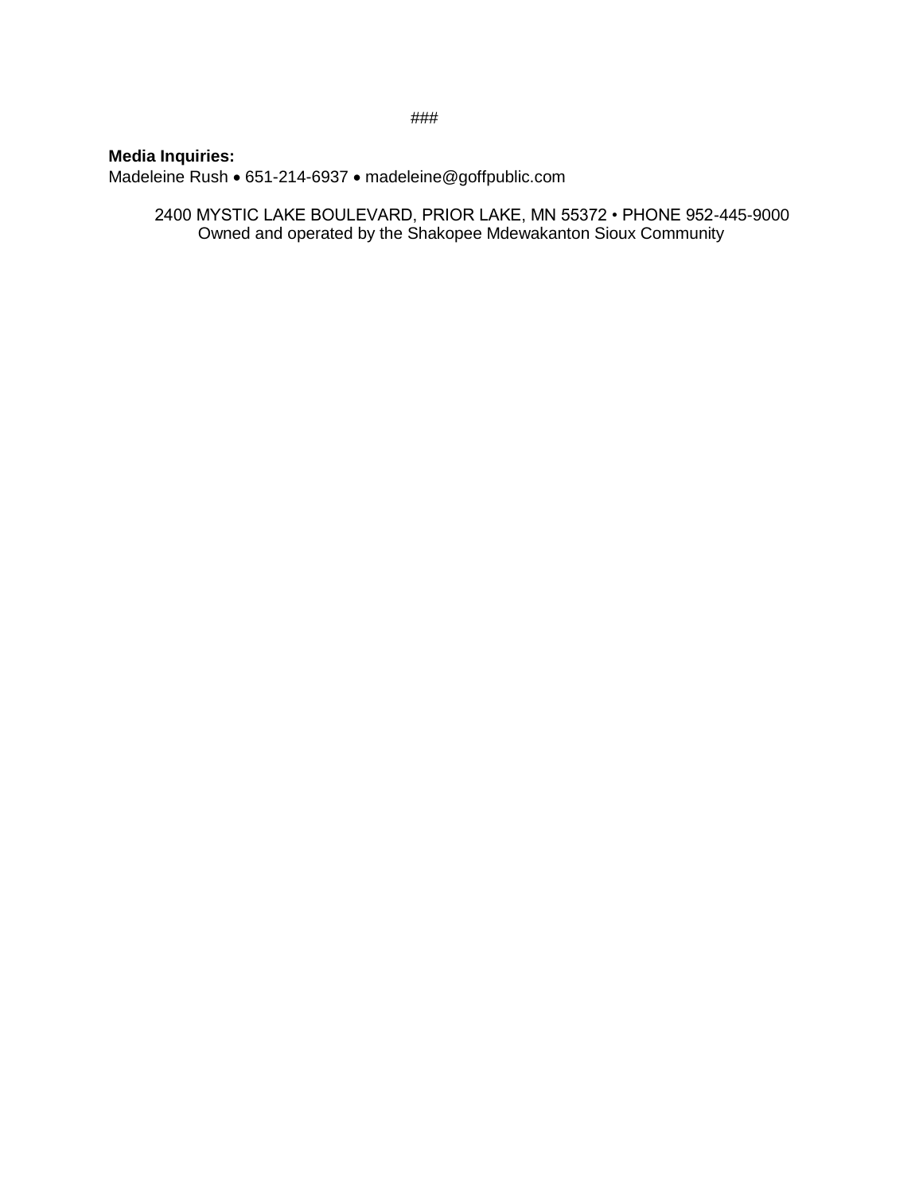###

**Media Inquiries:**
Madeleine Rush • 651-214-6937 • madeleine@goffpublic.com

2400 MYSTIC LAKE BOULEVARD, PRIOR LAKE, MN 55372 • PHONE 952-445-9000
Owned and operated by the Shakopee Mdewakanton Sioux Community